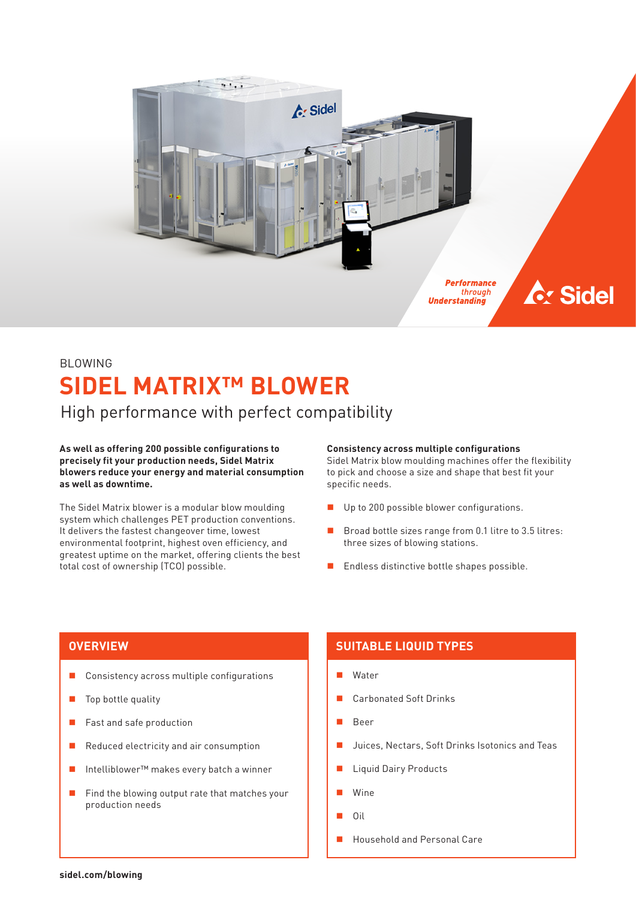*Performance through Understanding*

Sidel

BLOWING

# SIDEL MATRIX™ BLOWER

## High performance with perfect compatibility

**As well as offering 200 possible configurations to precisely fit your production needs, Sidel Matrix blowers reduce your energy and material consumption as well as downtime.**

The Sidel Matrix blower is a modular blow moulding system which challenges PET production conventions. It delivers the fastest changeover time, lowest environmental footprint, highest oven efficiency, and greatest uptime on the market, offering clients the best total cost of ownership (TCO) possible.

**Consistency across multiple configurations**
Sidel Matrix blow moulding machines offer the flexibility to pick and choose a size and shape that best fit your specific needs.

- Up to 200 possible blower configurations.
- Broad bottle sizes range from 0.1 litre to 3.5 litres: three sizes of blowing stations.
- Endless distinctive bottle shapes possible.

### OVERVIEW

- Consistency across multiple configurations
- Top bottle quality
- Fast and safe production
- Reduced electricity and air consumption
- Intelliblower™ makes every batch a winner
- Find the blowing output rate that matches your production needs

### SUITABLE LIQUID TYPES

- Water
- Carbonated Soft Drinks
- Beer
- Juices, Nectars, Soft Drinks Isotonics and Teas
- Liquid Dairy Products
- Wine
- Oil
- Household and Personal Care

**sidel.com/blowing**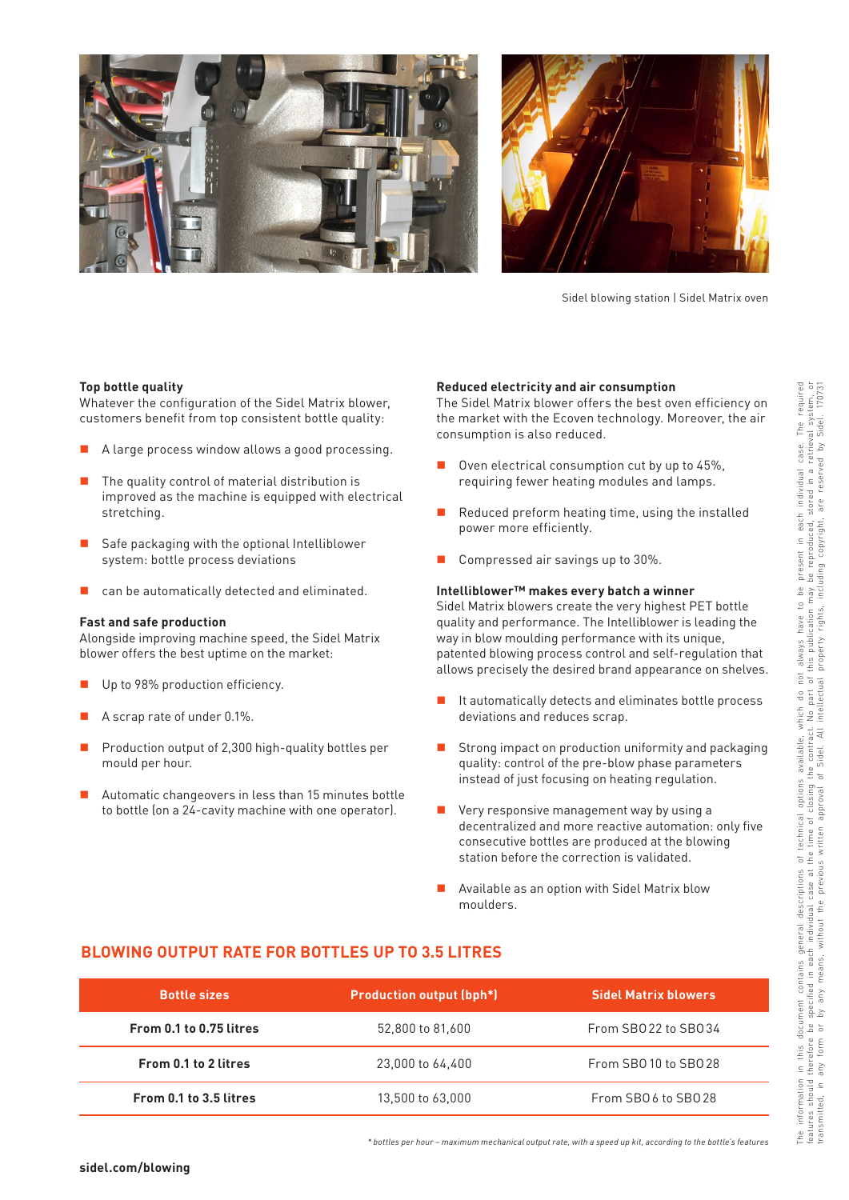Sidel blowing station | Sidel Matrix oven

**Top bottle quality**
Whatever the configuration of the Sidel Matrix blower, customers benefit from top consistent bottle quality:

- A large process window allows a good processing.
- The quality control of material distribution is improved as the machine is equipped with electrical stretching.
- Safe packaging with the optional Intelliblower system: bottle process deviations
- can be automatically detected and eliminated.

**Fast and safe production**
Alongside improving machine speed, the Sidel Matrix blower offers the best uptime on the market:

- Up to 98% production efficiency.
- A scrap rate of under 0.1%.
- Production output of 2,300 high-quality bottles per mould per hour.
- Automatic changeovers in less than 15 minutes bottle to bottle (on a 24-cavity machine with one operator).

**Reduced electricity and air consumption**
The Sidel Matrix blower offers the best oven efficiency on the market with the Ecoven technology. Moreover, the air consumption is also reduced.

- Oven electrical consumption cut by up to 45%, requiring fewer heating modules and lamps.
- Reduced preform heating time, using the installed power more efficiently.
- Compressed air savings up to 30%.

**Intelliblower™ makes every batch a winner**
Sidel Matrix blowers create the very highest PET bottle quality and performance. The Intelliblower is leading the way in blow moulding performance with its unique, patented blowing process control and self-regulation that allows precisely the desired brand appearance on shelves.

- It automatically detects and eliminates bottle process deviations and reduces scrap.
- Strong impact on production uniformity and packaging quality: control of the pre-blow phase parameters instead of just focusing on heating regulation.
- Very responsive management way by using a decentralized and more reactive automation: only five consecutive bottles are produced at the blowing station before the correction is validated.
- Available as an option with Sidel Matrix blow moulders.

## BLOWING OUTPUT RATE FOR BOTTLES UP TO 3.5 LITRES

| Bottle sizes | Production output (bph*) | Sidel Matrix blowers |
|---|---|---|
| **From 0.1 to 0.75 litres** | 52,800 to 81,600 | From SBO 22 to SBO 34 |
| **From 0.1 to 2 litres** | 23,000 to 64,400 | From SBO 10 to SBO 28 |
| **From 0.1 to 3.5 litres** | 13,500 to 63,000 | From SBO 6 to SBO 28 |

*\* bottles per hour – maximum mechanical output rate, with a speed up kit, according to the bottle's features*

The information in this document contains general descriptions of technical options available, which do not always have to be present in each individual case. The required features should therefore be specified in each individual case at the time of closing the contract. No part of this publication may be reproduced, stored in a retrieval system, or transmitted, in any form or by any means, without the previous written approval of Sidel. All intellectual property rights, including copyright, are reserved by Sidel. 170731

**sidel.com/blowing**